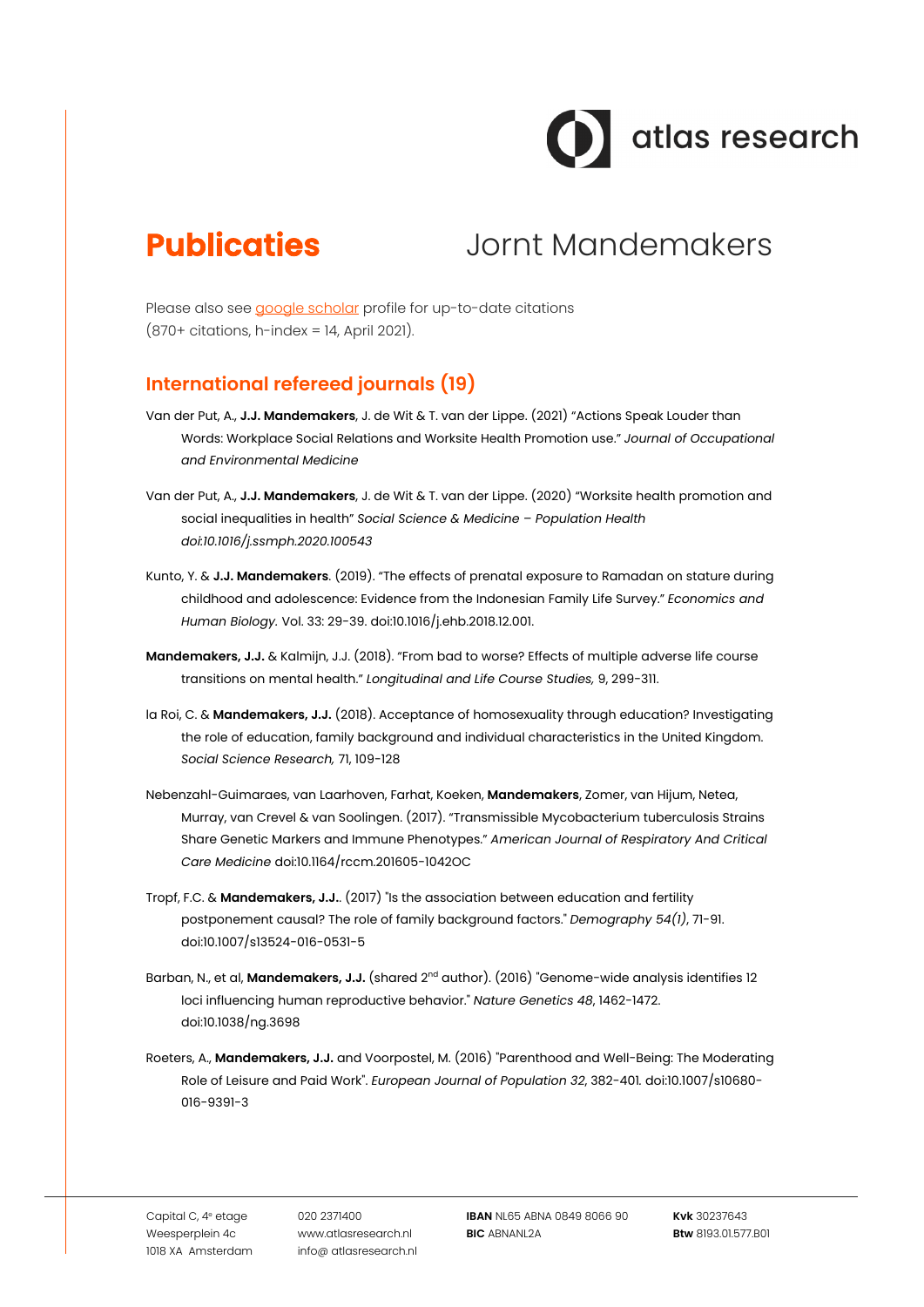# Publicaties

Jornt Mandemakers

Please also see [google scholar](#) profile for up-to-date citations (870+ citations, h-index = 14, April 2021).

## International refereed journals (19)

Van der Put, A., **J.J. Mandemakers**, J. de Wit & T. van der Lippe. (2021) "Actions Speak Louder than Words: Workplace Social Relations and Worksite Health Promotion use." *Journal of Occupational and Environmental Medicine*

Van der Put, A., **J.J. Mandemakers**, J. de Wit & T. van der Lippe. (2020) "Worksite health promotion and social inequalities in health" *Social Science & Medicine – Population Health doi:10.1016/j.ssmph.2020.100543*

Kunto, Y. & **J.J. Mandemakers**. (2019). "The effects of prenatal exposure to Ramadan on stature during childhood and adolescence: Evidence from the Indonesian Family Life Survey." *Economics and Human Biology.* Vol. 33: 29-39. doi:10.1016/j.ehb.2018.12.001.

**Mandemakers, J.J.** & Kalmijn, J.J. (2018). "From bad to worse? Effects of multiple adverse life course transitions on mental health." *Longitudinal and Life Course Studies,* 9, 299-311.

la Roi, C. & **Mandemakers, J.J.** (2018). Acceptance of homosexuality through education? Investigating the role of education, family background and individual characteristics in the United Kingdom. *Social Science Research,* 71, 109-128

Nebenzahl-Guimaraes, van Laarhoven, Farhat, Koeken, **Mandemakers**, Zomer, van Hijum, Netea, Murray, van Crevel & van Soolingen. (2017). "Transmissible Mycobacterium tuberculosis Strains Share Genetic Markers and Immune Phenotypes." *American Journal of Respiratory And Critical Care Medicine* doi:10.1164/rccm.201605-1042OC

Tropf, F.C. & **Mandemakers, J.J.**. (2017) "Is the association between education and fertility postponement causal? The role of family background factors." *Demography 54(1)*, 71-91. doi:10.1007/s13524-016-0531-5

Barban, N., et al, **Mandemakers, J.J.** (shared 2nd author). (2016) "Genome-wide analysis identifies 12 loci influencing human reproductive behavior." *Nature Genetics 48*, 1462-1472. doi:10.1038/ng.3698

Roeters, A., **Mandemakers, J.J.** and Voorpostel, M. (2016) "Parenthood and Well-Being: The Moderating Role of Leisure and Paid Work". *European Journal of Population 32*, 382-401. doi:10.1007/s10680-016-9391-3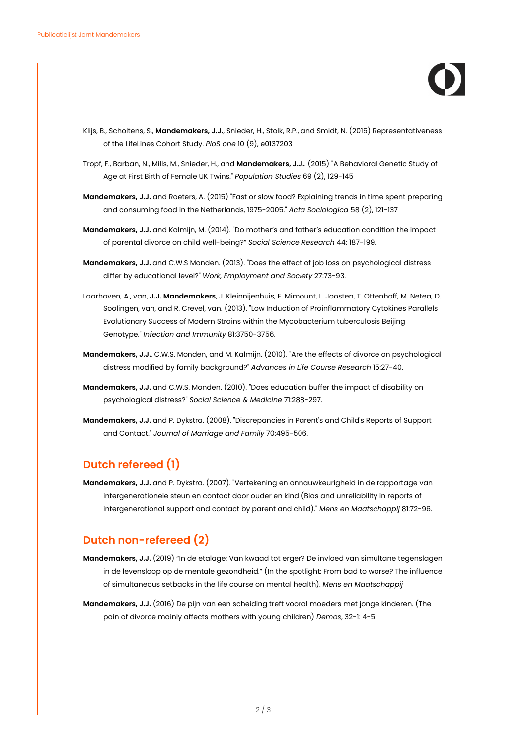Klijs, B., Scholtens, S., **Mandemakers, J.J.**, Snieder, H., Stolk, R.P., and Smidt, N. (2015) Representativeness of the LifeLines Cohort Study. *PloS one* 10 (9), e0137203

Tropf, F., Barban, N., Mills, M., Snieder, H., and **Mandemakers, J.J.**. (2015) "A Behavioral Genetic Study of Age at First Birth of Female UK Twins." *Population Studies* 69 (2), 129-145

**Mandemakers, J.J.** and Roeters, A. (2015) "Fast or slow food? Explaining trends in time spent preparing and consuming food in the Netherlands, 1975-2005." *Acta Sociologica* 58 (2), 121-137

**Mandemakers, J.J.** and Kalmijn, M. (2014). "Do mother's and father's education condition the impact of parental divorce on child well-being?" *Social Science Research* 44: 187-199.

**Mandemakers, J.J.** and C.W.S Monden. (2013). "Does the effect of job loss on psychological distress differ by educational level?" *Work, Employment and Society* 27:73-93.

Laarhoven, A., van, **J.J. Mandemakers**, J. Kleinnijenhuis, E. Mimount, L. Joosten, T. Ottenhoff, M. Netea, D. Soolingen, van, and R. Crevel, van. (2013). "Low Induction of Proinflammatory Cytokines Parallels Evolutionary Success of Modern Strains within the Mycobacterium tuberculosis Beijing Genotype." *Infection and Immunity* 81:3750-3756.

**Mandemakers, J.J.**, C.W.S. Monden, and M. Kalmijn. (2010). "Are the effects of divorce on psychological distress modified by family background?" *Advances in Life Course Research* 15:27-40.

**Mandemakers, J.J.** and C.W.S. Monden. (2010). "Does education buffer the impact of disability on psychological distress?" *Social Science & Medicine* 71:288-297.

**Mandemakers, J.J.** and P. Dykstra. (2008). "Discrepancies in Parent's and Child's Reports of Support and Contact." *Journal of Marriage and Family* 70:495-506.

## Dutch refereed (1)

**Mandemakers, J.J.** and P. Dykstra. (2007). "Vertekening en onnauwkeurigheid in de rapportage van intergenerationele steun en contact door ouder en kind (Bias and unreliability in reports of intergenerational support and contact by parent and child)." *Mens en Maatschappij* 81:72-96.

## Dutch non-refereed (2)

**Mandemakers, J.J.** (2019) "In de etalage: Van kwaad tot erger? De invloed van simultane tegenslagen in de levensloop op de mentale gezondheid." (In the spotlight: From bad to worse? The influence of simultaneous setbacks in the life course on mental health). *Mens en Maatschappij*

**Mandemakers, J.J.** (2016) De pijn van een scheiding treft vooral moeders met jonge kinderen. (The pain of divorce mainly affects mothers with young children) *Demos*, 32-1: 4-5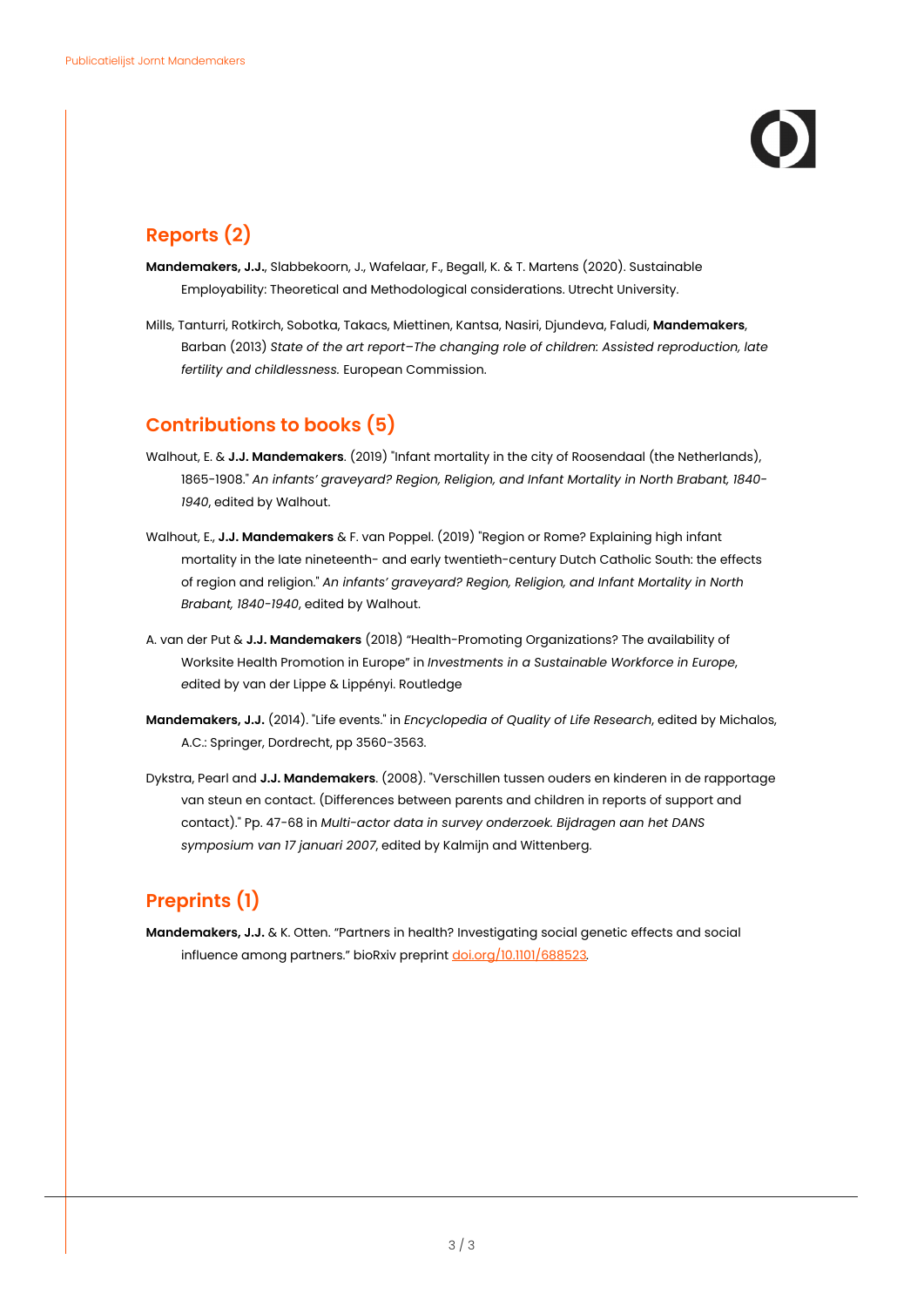## Reports (2)

**Mandemakers, J.J.**, Slabbekoorn, J., Wafelaar, F., Begall, K. & T. Martens (2020). Sustainable Employability: Theoretical and Methodological considerations. Utrecht University.

Mills, Tanturri, Rotkirch, Sobotka, Takacs, Miettinen, Kantsa, Nasiri, Djundeva, Faludi, **Mandemakers**, Barban (2013) *State of the art report–The changing role of children: Assisted reproduction, late fertility and childlessness.* European Commission.

## Contributions to books (5)

Walhout, E. & **J.J. Mandemakers**. (2019) "Infant mortality in the city of Roosendaal (the Netherlands), 1865-1908." *An infants' graveyard? Region, Religion, and Infant Mortality in North Brabant, 1840-1940*, edited by Walhout.

Walhout, E., **J.J. Mandemakers** & F. van Poppel. (2019) "Region or Rome? Explaining high infant mortality in the late nineteenth- and early twentieth-century Dutch Catholic South: the effects of region and religion." *An infants' graveyard? Region, Religion, and Infant Mortality in North Brabant, 1840-1940*, edited by Walhout.

A. van der Put & **J.J. Mandemakers** (2018) "Health-Promoting Organizations? The availability of Worksite Health Promotion in Europe" in *Investments in a Sustainable Workforce in Europe*, edited by van der Lippe & Lippényi. Routledge

**Mandemakers, J.J.** (2014). "Life events." in *Encyclopedia of Quality of Life Research*, edited by Michalos, A.C.: Springer, Dordrecht, pp 3560-3563.

Dykstra, Pearl and **J.J. Mandemakers**. (2008). "Verschillen tussen ouders en kinderen in de rapportage van steun en contact. (Differences between parents and children in reports of support and contact)." Pp. 47-68 in *Multi-actor data in survey onderzoek. Bijdragen aan het DANS symposium van 17 januari 2007*, edited by Kalmijn and Wittenberg.

## Preprints (1)

**Mandemakers, J.J.** & K. Otten. "Partners in health? Investigating social genetic effects and social influence among partners." bioRxiv preprint doi.org/10.1101/688523.